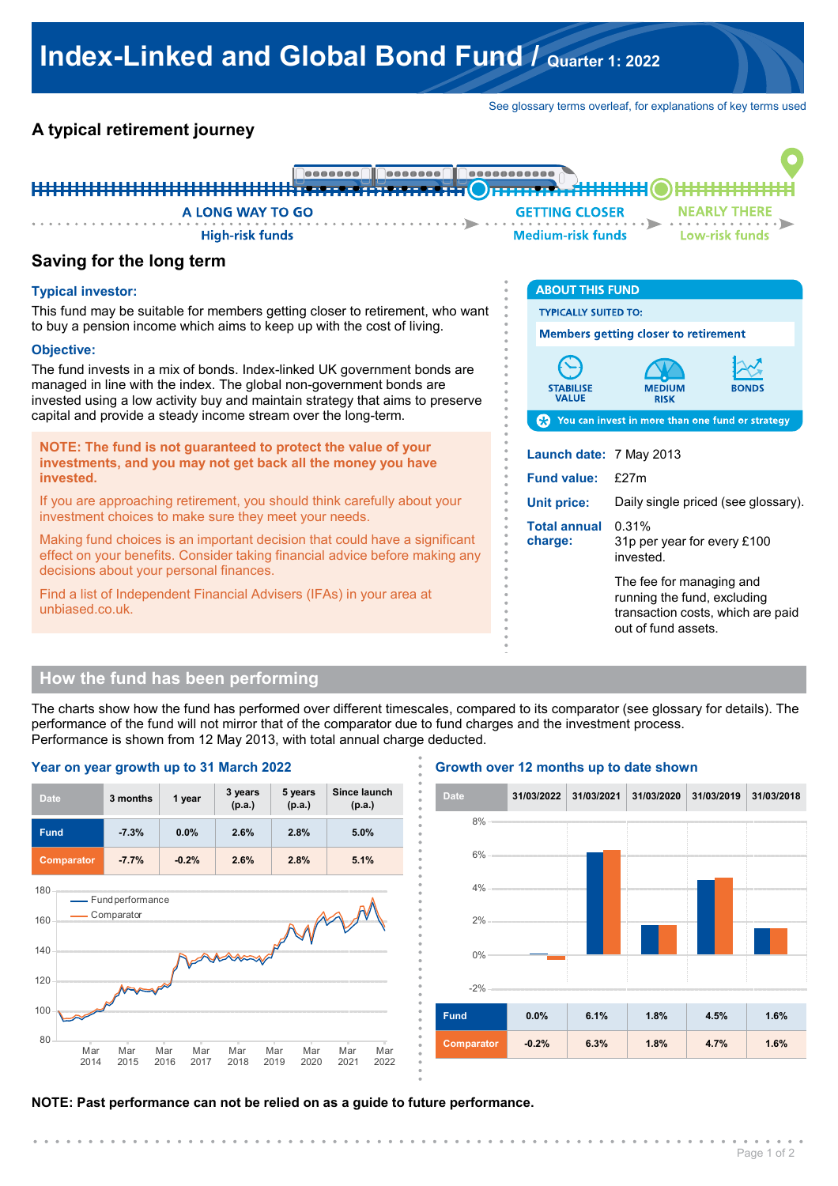# Index-Linked and Global Bond Fund / Quarter 1: 2022

See glossary terms overleaf, for explanations of key terms used

## A typical retirement journey

A LONG WAY TO GO — High-risk funds
GETTING CLOSER — Medium-risk funds
NEARLY THERE — Low-risk funds

## Saving for the long term

### Typical investor:

This fund may be suitable for members getting closer to retirement, who want to buy a pension income which aims to keep up with the cost of living.

### Objective:

The fund invests in a mix of bonds. Index-linked UK government bonds are managed in line with the index. The global non-government bonds are invested using a low activity buy and maintain strategy that aims to preserve capital and provide a steady income stream over the long-term.

**NOTE: The fund is not guaranteed to protect the value of your investments, and you may not get back all the money you have invested.**

If you are approaching retirement, you should think carefully about your investment choices to make sure they meet your needs.

Making fund choices is an important decision that could have a significant effect on your benefits. Consider taking financial advice before making any decisions about your personal finances.

Find a list of Independent Financial Advisers (IFAs) in your area at unbiased.co.uk.

### ABOUT THIS FUND

TYPICALLY SUITED TO:

**Members getting closer to retirement**

STABILISE VALUE | MEDIUM RISK | BONDS

You can invest in more than one fund or strategy

**Launch date:** 7 May 2013

**Fund value:** £27m

**Unit price:** Daily single priced (see glossary).

**Total annual charge:** 0.31%
31p per year for every £100 invested.

The fee for managing and running the fund, excluding transaction costs, which are paid out of fund assets.

## How the fund has been performing

The charts show how the fund has performed over different timescales, compared to its comparator (see glossary for details). The performance of the fund will not mirror that of the comparator due to fund charges and the investment process. Performance is shown from 12 May 2013, with total annual charge deducted.

### Year on year growth up to 31 March 2022

| Date | 3 months | 1 year | 3 years (p.a.) | 5 years (p.a.) | Since launch (p.a.) |
|---|---|---|---|---|---|
| Fund | -7.3% | 0.0% | 2.6% | 2.8% | 5.0% |
| Comparator | -7.7% | -0.2% | 2.6% | 2.8% | 5.1% |

### Growth over 12 months up to date shown

| Date | 31/03/2022 | 31/03/2021 | 31/03/2020 | 31/03/2019 | 31/03/2018 |
|---|---|---|---|---|---|
| Fund | 0.0% | 6.1% | 1.8% | 4.5% | 1.6% |
| Comparator | -0.2% | 6.3% | 1.8% | 4.7% | 1.6% |

**NOTE: Past performance can not be relied on as a guide to future performance.**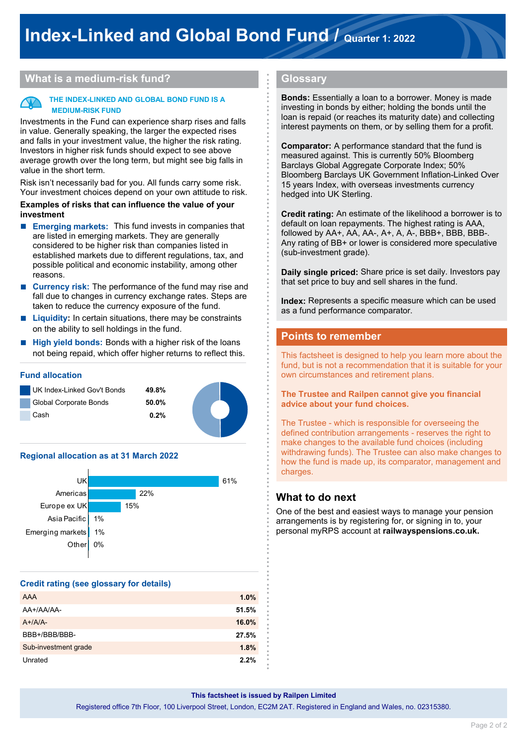# Index-Linked and Global Bond Fund / Quarter 1: 2022

## What is a medium-risk fund?

**THE INDEX-LINKED AND GLOBAL BOND FUND IS A MEDIUM-RISK FUND**

Investments in the Fund can experience sharp rises and falls in value. Generally speaking, the larger the expected rises and falls in your investment value, the higher the risk rating. Investors in higher risk funds should expect to see above average growth over the long term, but might see big falls in value in the short term.

Risk isn't necessarily bad for you. All funds carry some risk. Your investment choices depend on your own attitude to risk.

**Examples of risks that can influence the value of your investment**

- **Emerging markets:** This fund invests in companies that are listed in emerging markets. They are generally considered to be higher risk than companies listed in established markets due to different regulations, tax, and possible political and economic instability, among other reasons.
- **Currency risk:** The performance of the fund may rise and fall due to changes in currency exchange rates. Steps are taken to reduce the currency exposure of the fund.
- **Liquidity:** In certain situations, there may be constraints on the ability to sell holdings in the fund.
- **High yield bonds:** Bonds with a higher risk of the loans not being repaid, which offer higher returns to reflect this.

### Fund allocation

| | |
|---|---|
| UK Index-Linked Gov't Bonds | 49.8% |
| Global Corporate Bonds | 50.0% |
| Cash | 0.2% |

### Regional allocation as at 31 March 2022

UK 61%
Americas 22%
Europe ex UK 15%
Asia Pacific 1%
Emerging markets 1%
Other 0%

### Credit rating (see glossary for details)

| | |
|---|---|
| AAA | 1.0% |
| AA+/AA/AA- | 51.5% |
| A+/A/A- | 16.0% |
| BBB+/BBB/BBB- | 27.5% |
| Sub-investment grade | 1.8% |
| Unrated | 2.2% |

## Glossary

**Bonds:** Essentially a loan to a borrower. Money is made investing in bonds by either; holding the bonds until the loan is repaid (or reaches its maturity date) and collecting interest payments on them, or by selling them for a profit.

**Comparator:** A performance standard that the fund is measured against. This is currently 50% Bloomberg Barclays Global Aggregate Corporate Index; 50% Bloomberg Barclays UK Government Inflation-Linked Over 15 years Index, with overseas investments currency hedged into UK Sterling.

**Credit rating:** An estimate of the likelihood a borrower is to default on loan repayments. The highest rating is AAA, followed by AA+, AA, AA-, A+, A, A-, BBB+, BBB, BBB-. Any rating of BB+ or lower is considered more speculative (sub-investment grade).

**Daily single priced:** Share price is set daily. Investors pay that set price to buy and sell shares in the fund.

**Index:** Represents a specific measure which can be used as a fund performance comparator.

## Points to remember

This factsheet is designed to help you learn more about the fund, but is not a recommendation that it is suitable for your own circumstances and retirement plans.

**The Trustee and Railpen cannot give you financial advice about your fund choices.**

The Trustee - which is responsible for overseeing the defined contribution arrangements - reserves the right to make changes to the available fund choices (including withdrawing funds). The Trustee can also make changes to how the fund is made up, its comparator, management and charges.

## What to do next

One of the best and easiest ways to manage your pension arrangements is by registering for, or signing in to, your personal myRPS account at **railwayspensions.co.uk.**

**This factsheet is issued by Railpen Limited**

Registered office 7th Floor, 100 Liverpool Street, London, EC2M 2AT. Registered in England and Wales, no. 02315380.